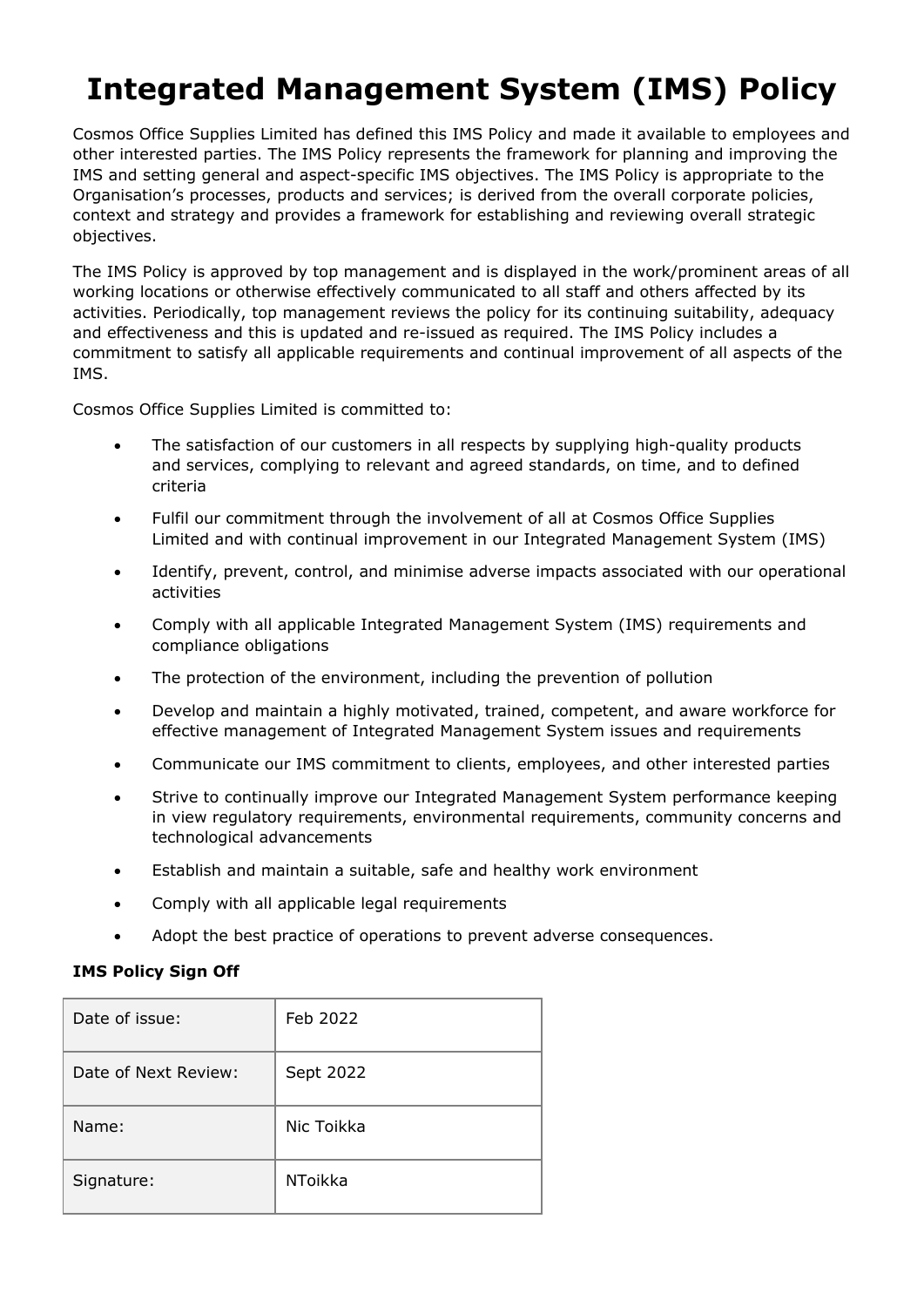# Integrated Management System (IMS) Policy

Cosmos Office Supplies Limited has defined this IMS Policy and made it available to employees and other interested parties. The IMS Policy represents the framework for planning and improving the IMS and setting general and aspect-specific IMS objectives. The IMS Policy is appropriate to the Organisation's processes, products and services; is derived from the overall corporate policies, context and strategy and provides a framework for establishing and reviewing overall strategic objectives.

The IMS Policy is approved by top management and is displayed in the work/prominent areas of all working locations or otherwise effectively communicated to all staff and others affected by its activities. Periodically, top management reviews the policy for its continuing suitability, adequacy and effectiveness and this is updated and re-issued as required. The IMS Policy includes a commitment to satisfy all applicable requirements and continual improvement of all aspects of the IMS.

Cosmos Office Supplies Limited is committed to:

- The satisfaction of our customers in all respects by supplying high-quality products and services, complying to relevant and agreed standards, on time, and to defined criteria
- Fulfil our commitment through the involvement of all at Cosmos Office Supplies Limited and with continual improvement in our Integrated Management System (IMS)
- Identify, prevent, control, and minimise adverse impacts associated with our operational activities
- Comply with all applicable Integrated Management System (IMS) requirements and compliance obligations
- The protection of the environment, including the prevention of pollution
- Develop and maintain a highly motivated, trained, competent, and aware workforce for effective management of Integrated Management System issues and requirements
- Communicate our IMS commitment to clients, employees, and other interested parties
- Strive to continually improve our Integrated Management System performance keeping in view regulatory requirements, environmental requirements, community concerns and technological advancements
- Establish and maintain a suitable, safe and healthy work environment
- Comply with all applicable legal requirements
- Adopt the best practice of operations to prevent adverse consequences.

**IMS Policy Sign Off**

| | |
|---|---|
| Date of issue: | Feb 2022 |
| Date of Next Review: | Sept 2022 |
| Name: | Nic Toikka |
| Signature: | NToikka |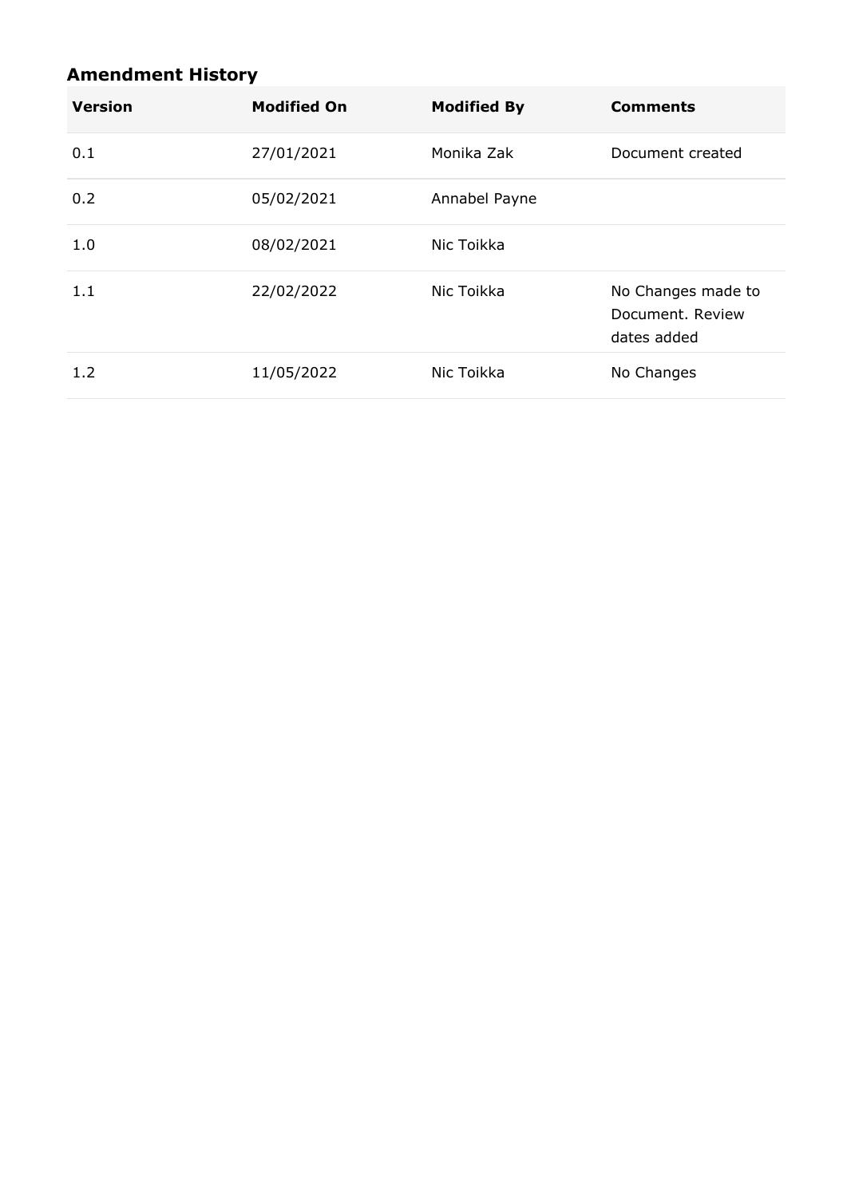## Amendment History

| Version | Modified On | Modified By | Comments |
| --- | --- | --- | --- |
| 0.1 | 27/01/2021 | Monika Zak | Document created |
| 0.2 | 05/02/2021 | Annabel Payne | |
| 1.0 | 08/02/2021 | Nic Toikka | |
| 1.1 | 22/02/2022 | Nic Toikka | No Changes made to Document. Review dates added |
| 1.2 | 11/05/2022 | Nic Toikka | No Changes |